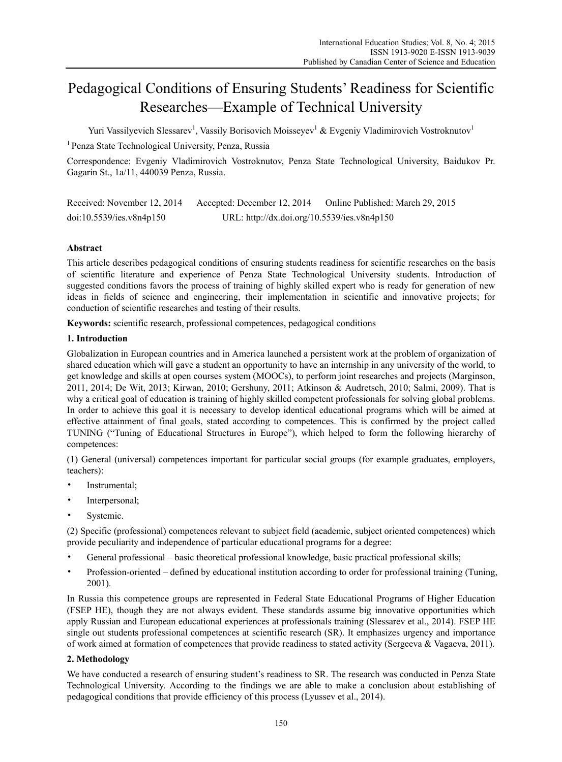# Pedagogical Conditions of Ensuring Students' Readiness for Scientific Researches—Example of Technical University

Yuri Vassilyevich Slessarev[1], Vassily Borisovich Moisseyev[1] & Evgeniy Vladimirovich Vostroknutov[1]

[1] Penza State Technological University, Penza, Russia

Correspondence: Evgeniy Vladimirovich Vostroknutov, Penza State Technological University, Baidukov Pr. Gagarin St., 1a/11, 440039 Penza, Russia.

Received: November 12, 2014 Accepted: December 12, 2014 Online Published: March 29, 2015

doi:10.5539/ies.v8n4p150 URL: http://dx.doi.org/10.5539/ies.v8n4p150

## Abstract

This article describes pedagogical conditions of ensuring students readiness for scientific researches on the basis of scientific literature and experience of Penza State Technological University students. Introduction of suggested conditions favors the process of training of highly skilled expert who is ready for generation of new ideas in fields of science and engineering, their implementation in scientific and innovative projects; for conduction of scientific researches and testing of their results.

**Keywords:** scientific research, professional competences, pedagogical conditions

## 1. Introduction

Globalization in European countries and in America launched a persistent work at the problem of organization of shared education which will gave a student an opportunity to have an internship in any university of the world, to get knowledge and skills at open courses system (MOOCs), to perform joint researches and projects (Marginson, 2011, 2014; De Wit, 2013; Kirwan, 2010; Gershuny, 2011; Atkinson & Audretsch, 2010; Salmi, 2009). That is why a critical goal of education is training of highly skilled competent professionals for solving global problems. In order to achieve this goal it is necessary to develop identical educational programs which will be aimed at effective attainment of final goals, stated according to competences. This is confirmed by the project called TUNING ("Tuning of Educational Structures in Europe"), which helped to form the following hierarchy of competences:

(1) General (universal) competences important for particular social groups (for example graduates, employers, teachers):

- Instrumental;
- Interpersonal;
- Systemic.

(2) Specific (professional) competences relevant to subject field (academic, subject oriented competences) which provide peculiarity and independence of particular educational programs for a degree:

- General professional – basic theoretical professional knowledge, basic practical professional skills;
- Profession-oriented – defined by educational institution according to order for professional training (Tuning, 2001).

In Russia this competence groups are represented in Federal State Educational Programs of Higher Education (FSEP HE), though they are not always evident. These standards assume big innovative opportunities which apply Russian and European educational experiences at professionals training (Slessarev et al., 2014). FSEP HE single out students professional competences at scientific research (SR). It emphasizes urgency and importance of work aimed at formation of competences that provide readiness to stated activity (Sergeeva & Vagaeva, 2011).

## 2. Methodology

We have conducted a research of ensuring student's readiness to SR. The research was conducted in Penza State Technological University. According to the findings we are able to make a conclusion about establishing of pedagogical conditions that provide efficiency of this process (Lyussev et al., 2014).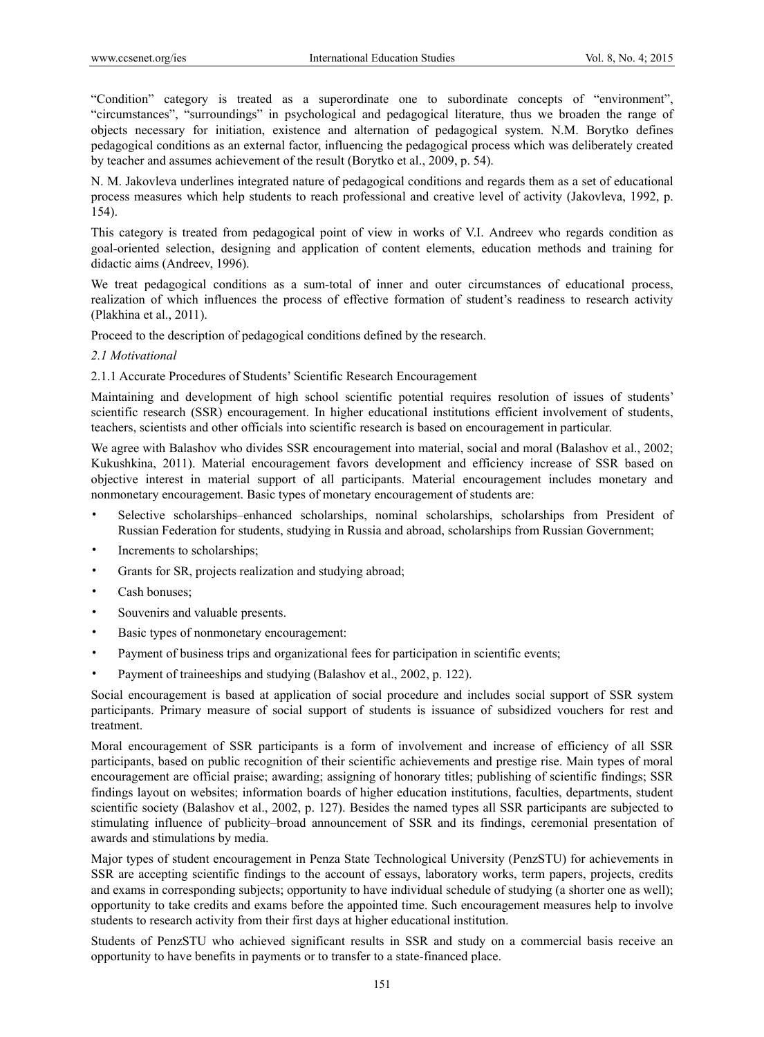"Condition" category is treated as a superordinate one to subordinate concepts of "environment", "circumstances", "surroundings" in psychological and pedagogical literature, thus we broaden the range of objects necessary for initiation, existence and alternation of pedagogical system. N.M. Borytko defines pedagogical conditions as an external factor, influencing the pedagogical process which was deliberately created by teacher and assumes achievement of the result (Borytko et al., 2009, p. 54).

N. M. Jakovleva underlines integrated nature of pedagogical conditions and regards them as a set of educational process measures which help students to reach professional and creative level of activity (Jakovleva, 1992, p. 154).

This category is treated from pedagogical point of view in works of V.I. Andreev who regards condition as goal-oriented selection, designing and application of content elements, education methods and training for didactic aims (Andreev, 1996).

We treat pedagogical conditions as a sum-total of inner and outer circumstances of educational process, realization of which influences the process of effective formation of student's readiness to research activity (Plakhina et al., 2011).

Proceed to the description of pedagogical conditions defined by the research.

### *2.1 Motivational*

#### 2.1.1 Accurate Procedures of Students' Scientific Research Encouragement

Maintaining and development of high school scientific potential requires resolution of issues of students' scientific research (SSR) encouragement. In higher educational institutions efficient involvement of students, teachers, scientists and other officials into scientific research is based on encouragement in particular.

We agree with Balashov who divides SSR encouragement into material, social and moral (Balashov et al., 2002; Kukushkina, 2011). Material encouragement favors development and efficiency increase of SSR based on objective interest in material support of all participants. Material encouragement includes monetary and nonmonetary encouragement. Basic types of monetary encouragement of students are:

- Selective scholarships–enhanced scholarships, nominal scholarships, scholarships from President of Russian Federation for students, studying in Russia and abroad, scholarships from Russian Government;
- Increments to scholarships;
- Grants for SR, projects realization and studying abroad;
- Cash bonuses;
- Souvenirs and valuable presents.
- Basic types of nonmonetary encouragement:
- Payment of business trips and organizational fees for participation in scientific events;
- Payment of traineeships and studying (Balashov et al., 2002, p. 122).

Social encouragement is based at application of social procedure and includes social support of SSR system participants. Primary measure of social support of students is issuance of subsidized vouchers for rest and treatment.

Moral encouragement of SSR participants is a form of involvement and increase of efficiency of all SSR participants, based on public recognition of their scientific achievements and prestige rise. Main types of moral encouragement are official praise; awarding; assigning of honorary titles; publishing of scientific findings; SSR findings layout on websites; information boards of higher education institutions, faculties, departments, student scientific society (Balashov et al., 2002, p. 127). Besides the named types all SSR participants are subjected to stimulating influence of publicity–broad announcement of SSR and its findings, ceremonial presentation of awards and stimulations by media.

Major types of student encouragement in Penza State Technological University (PenzSTU) for achievements in SSR are accepting scientific findings to the account of essays, laboratory works, term papers, projects, credits and exams in corresponding subjects; opportunity to have individual schedule of studying (a shorter one as well); opportunity to take credits and exams before the appointed time. Such encouragement measures help to involve students to research activity from their first days at higher educational institution.

Students of PenzSTU who achieved significant results in SSR and study on a commercial basis receive an opportunity to have benefits in payments or to transfer to a state-financed place.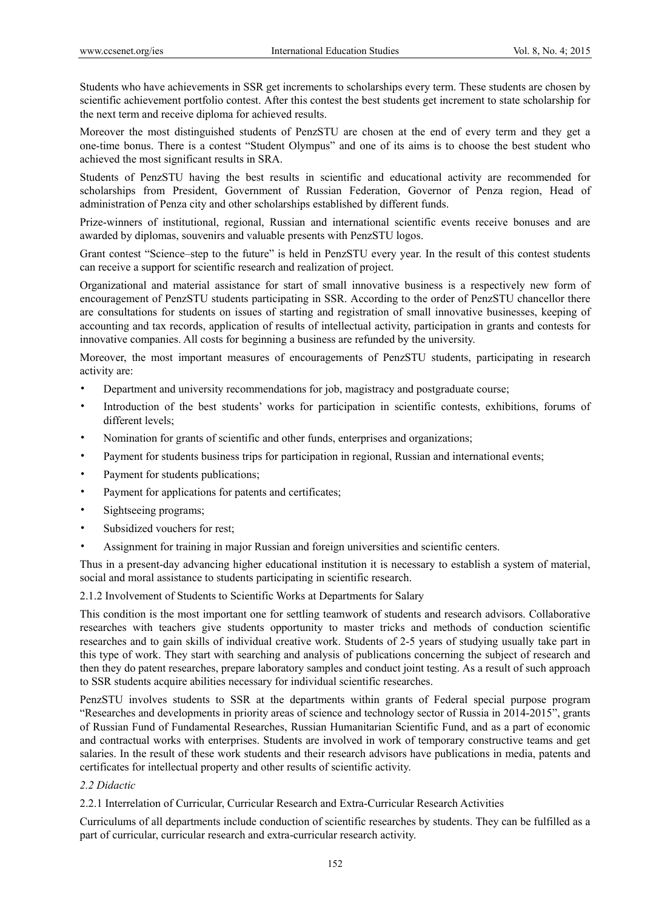Students who have achievements in SSR get increments to scholarships every term. These students are chosen by scientific achievement portfolio contest. After this contest the best students get increment to state scholarship for the next term and receive diploma for achieved results.

Moreover the most distinguished students of PenzSTU are chosen at the end of every term and they get a one-time bonus. There is a contest "Student Olympus" and one of its aims is to choose the best student who achieved the most significant results in SRA.

Students of PenzSTU having the best results in scientific and educational activity are recommended for scholarships from President, Government of Russian Federation, Governor of Penza region, Head of administration of Penza city and other scholarships established by different funds.

Prize-winners of institutional, regional, Russian and international scientific events receive bonuses and are awarded by diplomas, souvenirs and valuable presents with PenzSTU logos.

Grant contest "Science–step to the future" is held in PenzSTU every year. In the result of this contest students can receive a support for scientific research and realization of project.

Organizational and material assistance for start of small innovative business is a respectively new form of encouragement of PenzSTU students participating in SSR. According to the order of PenzSTU chancellor there are consultations for students on issues of starting and registration of small innovative businesses, keeping of accounting and tax records, application of results of intellectual activity, participation in grants and contests for innovative companies. All costs for beginning a business are refunded by the university.

Moreover, the most important measures of encouragements of PenzSTU students, participating in research activity are:

- Department and university recommendations for job, magistracy and postgraduate course;
- Introduction of the best students' works for participation in scientific contests, exhibitions, forums of different levels;
- Nomination for grants of scientific and other funds, enterprises and organizations;
- Payment for students business trips for participation in regional, Russian and international events;
- Payment for students publications;
- Payment for applications for patents and certificates;
- Sightseeing programs;
- Subsidized vouchers for rest;
- Assignment for training in major Russian and foreign universities and scientific centers.

Thus in a present-day advancing higher educational institution it is necessary to establish a system of material, social and moral assistance to students participating in scientific research.

#### 2.1.2 Involvement of Students to Scientific Works at Departments for Salary

This condition is the most important one for settling teamwork of students and research advisors. Collaborative researches with teachers give students opportunity to master tricks and methods of conduction scientific researches and to gain skills of individual creative work. Students of 2-5 years of studying usually take part in this type of work. They start with searching and analysis of publications concerning the subject of research and then they do patent researches, prepare laboratory samples and conduct joint testing. As a result of such approach to SSR students acquire abilities necessary for individual scientific researches.

PenzSTU involves students to SSR at the departments within grants of Federal special purpose program "Researches and developments in priority areas of science and technology sector of Russia in 2014-2015", grants of Russian Fund of Fundamental Researches, Russian Humanitarian Scientific Fund, and as a part of economic and contractual works with enterprises. Students are involved in work of temporary constructive teams and get salaries. In the result of these work students and their research advisors have publications in media, patents and certificates for intellectual property and other results of scientific activity.

### *2.2 Didactic*

#### 2.2.1 Interrelation of Curricular, Curricular Research and Extra-Curricular Research Activities

Curriculums of all departments include conduction of scientific researches by students. They can be fulfilled as a part of curricular, curricular research and extra-curricular research activity.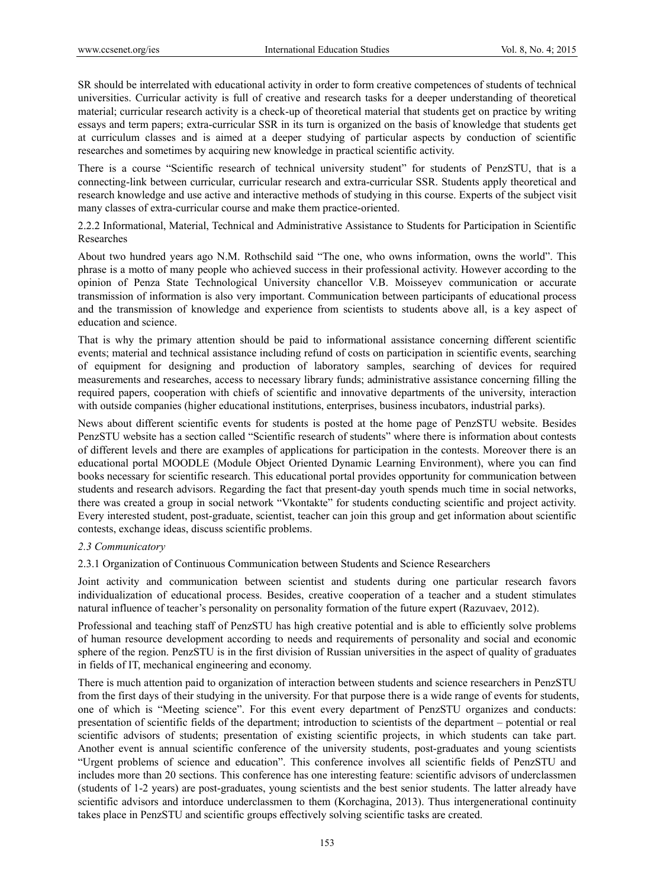SR should be interrelated with educational activity in order to form creative competences of students of technical universities. Curricular activity is full of creative and research tasks for a deeper understanding of theoretical material; curricular research activity is a check-up of theoretical material that students get on practice by writing essays and term papers; extra-curricular SSR in its turn is organized on the basis of knowledge that students get at curriculum classes and is aimed at a deeper studying of particular aspects by conduction of scientific researches and sometimes by acquiring new knowledge in practical scientific activity.

There is a course "Scientific research of technical university student" for students of PenzSTU, that is a connecting-link between curricular, curricular research and extra-curricular SSR. Students apply theoretical and research knowledge and use active and interactive methods of studying in this course. Experts of the subject visit many classes of extra-curricular course and make them practice-oriented.

#### 2.2.2 Informational, Material, Technical and Administrative Assistance to Students for Participation in Scientific Researches

About two hundred years ago N.M. Rothschild said "The one, who owns information, owns the world". This phrase is a motto of many people who achieved success in their professional activity. However according to the opinion of Penza State Technological University chancellor V.B. Moisseyev communication or accurate transmission of information is also very important. Communication between participants of educational process and the transmission of knowledge and experience from scientists to students above all, is a key aspect of education and science.

That is why the primary attention should be paid to informational assistance concerning different scientific events; material and technical assistance including refund of costs on participation in scientific events, searching of equipment for designing and production of laboratory samples, searching of devices for required measurements and researches, access to necessary library funds; administrative assistance concerning filling the required papers, cooperation with chiefs of scientific and innovative departments of the university, interaction with outside companies (higher educational institutions, enterprises, business incubators, industrial parks).

News about different scientific events for students is posted at the home page of PenzSTU website. Besides PenzSTU website has a section called "Scientific research of students" where there is information about contests of different levels and there are examples of applications for participation in the contests. Moreover there is an educational portal MOODLE (Module Object Oriented Dynamic Learning Environment), where you can find books necessary for scientific research. This educational portal provides opportunity for communication between students and research advisors. Regarding the fact that present-day youth spends much time in social networks, there was created a group in social network "Vkontakte" for students conducting scientific and project activity. Every interested student, post-graduate, scientist, teacher can join this group and get information about scientific contests, exchange ideas, discuss scientific problems.

### *2.3 Communicatory*

#### 2.3.1 Organization of Continuous Communication between Students and Science Researchers

Joint activity and communication between scientist and students during one particular research favors individualization of educational process. Besides, creative cooperation of a teacher and a student stimulates natural influence of teacher's personality on personality formation of the future expert (Razuvaev, 2012).

Professional and teaching staff of PenzSTU has high creative potential and is able to efficiently solve problems of human resource development according to needs and requirements of personality and social and economic sphere of the region. PenzSTU is in the first division of Russian universities in the aspect of quality of graduates in fields of IT, mechanical engineering and economy.

There is much attention paid to organization of interaction between students and science researchers in PenzSTU from the first days of their studying in the university. For that purpose there is a wide range of events for students, one of which is "Meeting science". For this event every department of PenzSTU organizes and conducts: presentation of scientific fields of the department; introduction to scientists of the department – potential or real scientific advisors of students; presentation of existing scientific projects, in which students can take part. Another event is annual scientific conference of the university students, post-graduates and young scientists "Urgent problems of science and education". This conference involves all scientific fields of PenzSTU and includes more than 20 sections. This conference has one interesting feature: scientific advisors of underclassmen (students of 1-2 years) are post-graduates, young scientists and the best senior students. The latter already have scientific advisors and intorduce underclassmen to them (Korchagina, 2013). Thus intergenerational continuity takes place in PenzSTU and scientific groups effectively solving scientific tasks are created.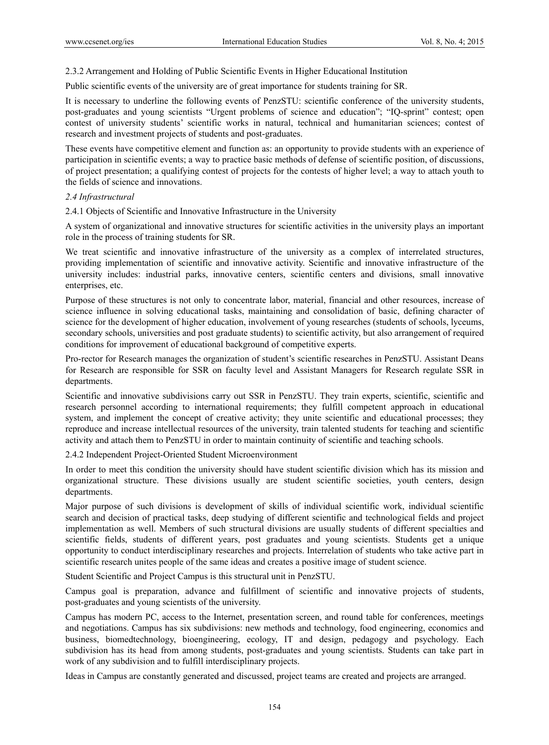#### 2.3.2 Arrangement and Holding of Public Scientific Events in Higher Educational Institution

Public scientific events of the university are of great importance for students training for SR.

It is necessary to underline the following events of PenzSTU: scientific conference of the university students, post-graduates and young scientists "Urgent problems of science and education"; "IQ-sprint" contest; open contest of university students' scientific works in natural, technical and humanitarian sciences; contest of research and investment projects of students and post-graduates.

These events have competitive element and function as: an opportunity to provide students with an experience of participation in scientific events; a way to practice basic methods of defense of scientific position, of discussions, of project presentation; a qualifying contest of projects for the contests of higher level; a way to attach youth to the fields of science and innovations.

### *2.4 Infrastructural*

#### 2.4.1 Objects of Scientific and Innovative Infrastructure in the University

A system of organizational and innovative structures for scientific activities in the university plays an important role in the process of training students for SR.

We treat scientific and innovative infrastructure of the university as a complex of interrelated structures, providing implementation of scientific and innovative activity. Scientific and innovative infrastructure of the university includes: industrial parks, innovative centers, scientific centers and divisions, small innovative enterprises, etc.

Purpose of these structures is not only to concentrate labor, material, financial and other resources, increase of science influence in solving educational tasks, maintaining and consolidation of basic, defining character of science for the development of higher education, involvement of young researches (students of schools, lyceums, secondary schools, universities and post graduate students) to scientific activity, but also arrangement of required conditions for improvement of educational background of competitive experts.

Pro-rector for Research manages the organization of student's scientific researches in PenzSTU. Assistant Deans for Research are responsible for SSR on faculty level and Assistant Managers for Research regulate SSR in departments.

Scientific and innovative subdivisions carry out SSR in PenzSTU. They train experts, scientific, scientific and research personnel according to international requirements; they fulfill competent approach in educational system, and implement the concept of creative activity; they unite scientific and educational processes; they reproduce and increase intellectual resources of the university, train talented students for teaching and scientific activity and attach them to PenzSTU in order to maintain continuity of scientific and teaching schools.

#### 2.4.2 Independent Project-Oriented Student Microenvironment

In order to meet this condition the university should have student scientific division which has its mission and organizational structure. These divisions usually are student scientific societies, youth centers, design departments.

Major purpose of such divisions is development of skills of individual scientific work, individual scientific search and decision of practical tasks, deep studying of different scientific and technological fields and project implementation as well. Members of such structural divisions are usually students of different specialties and scientific fields, students of different years, post graduates and young scientists. Students get a unique opportunity to conduct interdisciplinary researches and projects. Interrelation of students who take active part in scientific research unites people of the same ideas and creates a positive image of student science.

Student Scientific and Project Campus is this structural unit in PenzSTU.

Campus goal is preparation, advance and fulfillment of scientific and innovative projects of students, post-graduates and young scientists of the university.

Campus has modern PC, access to the Internet, presentation screen, and round table for conferences, meetings and negotiations. Campus has six subdivisions: new methods and technology, food engineering, economics and business, biomedtechnology, bioengineering, ecology, IT and design, pedagogy and psychology. Each subdivision has its head from among students, post-graduates and young scientists. Students can take part in work of any subdivision and to fulfill interdisciplinary projects.

Ideas in Campus are constantly generated and discussed, project teams are created and projects are arranged.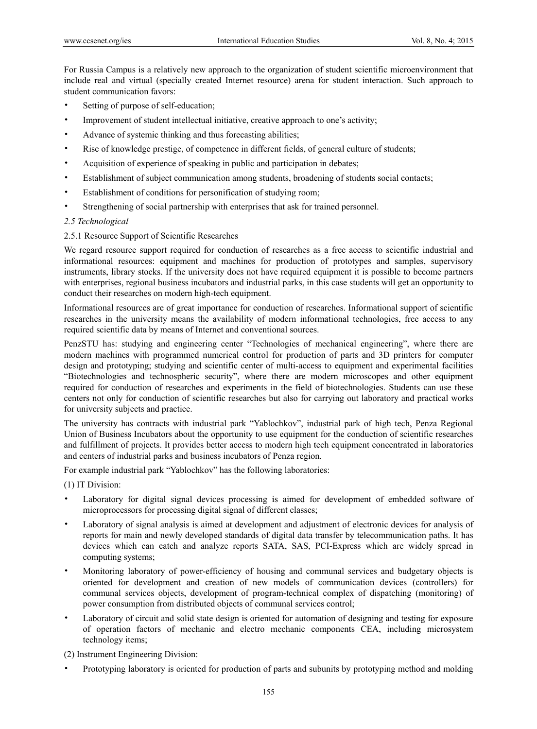For Russia Campus is a relatively new approach to the organization of student scientific microenvironment that include real and virtual (specially created Internet resource) arena for student interaction. Such approach to student communication favors:

- Setting of purpose of self-education;
- Improvement of student intellectual initiative, creative approach to one's activity;
- Advance of systemic thinking and thus forecasting abilities;
- Rise of knowledge prestige, of competence in different fields, of general culture of students;
- Acquisition of experience of speaking in public and participation in debates;
- Establishment of subject communication among students, broadening of students social contacts;
- Establishment of conditions for personification of studying room;
- Strengthening of social partnership with enterprises that ask for trained personnel.

### *2.5 Technological*

#### 2.5.1 Resource Support of Scientific Researches

We regard resource support required for conduction of researches as a free access to scientific industrial and informational resources: equipment and machines for production of prototypes and samples, supervisory instruments, library stocks. If the university does not have required equipment it is possible to become partners with enterprises, regional business incubators and industrial parks, in this case students will get an opportunity to conduct their researches on modern high-tech equipment.

Informational resources are of great importance for conduction of researches. Informational support of scientific researches in the university means the availability of modern informational technologies, free access to any required scientific data by means of Internet and conventional sources.

PenzSTU has: studying and engineering center "Technologies of mechanical engineering", where there are modern machines with programmed numerical control for production of parts and 3D printers for computer design and prototyping; studying and scientific center of multi-access to equipment and experimental facilities "Biotechnologies and technospheric security", where there are modern microscopes and other equipment required for conduction of researches and experiments in the field of biotechnologies. Students can use these centers not only for conduction of scientific researches but also for carrying out laboratory and practical works for university subjects and practice.

The university has contracts with industrial park "Yablochkov", industrial park of high tech, Penza Regional Union of Business Incubators about the opportunity to use equipment for the conduction of scientific researches and fulfillment of projects. It provides better access to modern high tech equipment concentrated in laboratories and centers of industrial parks and business incubators of Penza region.

For example industrial park "Yablochkov" has the following laboratories:

(1) IT Division:

- Laboratory for digital signal devices processing is aimed for development of embedded software of microprocessors for processing digital signal of different classes;
- Laboratory of signal analysis is aimed at development and adjustment of electronic devices for analysis of reports for main and newly developed standards of digital data transfer by telecommunication paths. It has devices which can catch and analyze reports SATA, SAS, PCI-Express which are widely spread in computing systems;
- Monitoring laboratory of power-efficiency of housing and communal services and budgetary objects is oriented for development and creation of new models of communication devices (controllers) for communal services objects, development of program-technical complex of dispatching (monitoring) of power consumption from distributed objects of communal services control;
- Laboratory of circuit and solid state design is oriented for automation of designing and testing for exposure of operation factors of mechanic and electro mechanic components CEA, including microsystem technology items;

(2) Instrument Engineering Division:

- Prototyping laboratory is oriented for production of parts and subunits by prototyping method and molding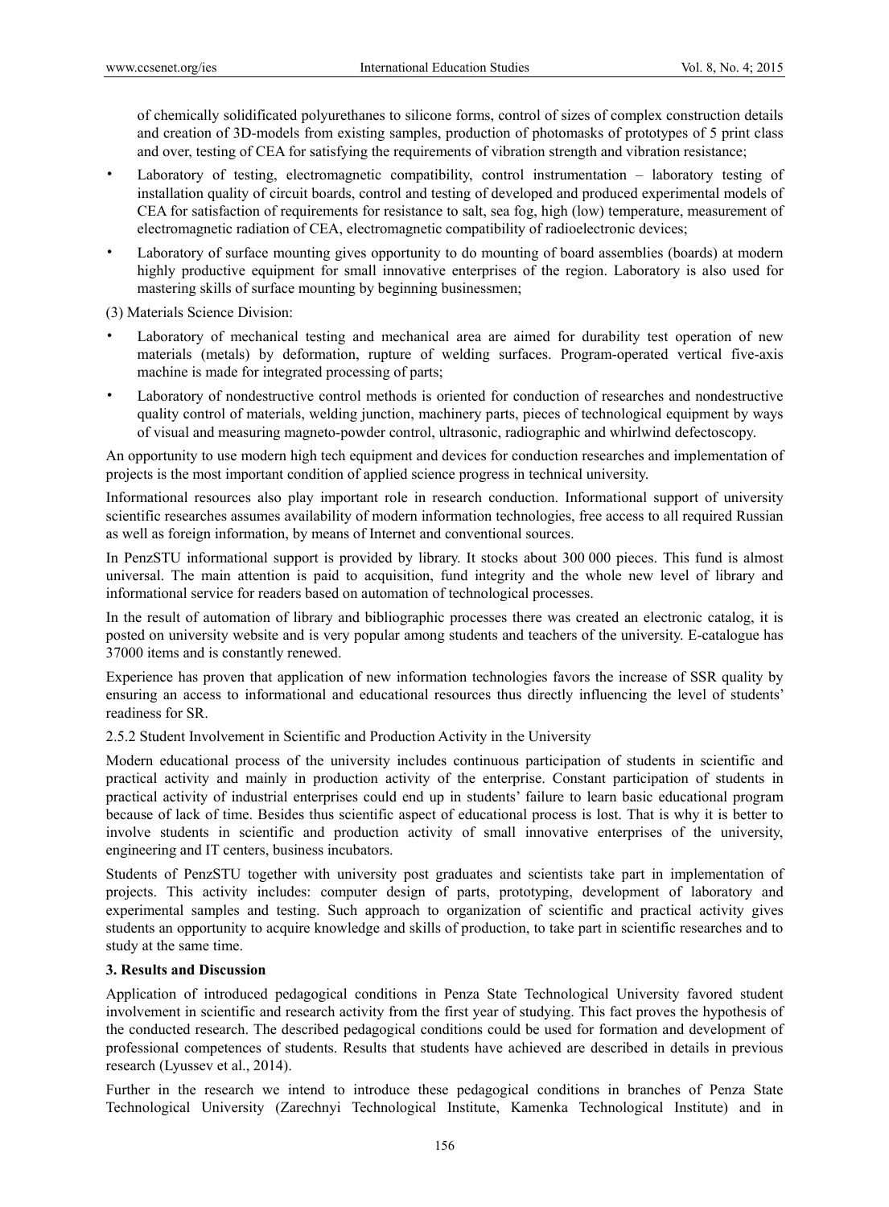of chemically solidificated polyurethanes to silicone forms, control of sizes of complex construction details and creation of 3D-models from existing samples, production of photomasks of prototypes of 5 print class and over, testing of CEA for satisfying the requirements of vibration strength and vibration resistance;

- Laboratory of testing, electromagnetic compatibility, control instrumentation – laboratory testing of installation quality of circuit boards, control and testing of developed and produced experimental models of CEA for satisfaction of requirements for resistance to salt, sea fog, high (low) temperature, measurement of electromagnetic radiation of CEA, electromagnetic compatibility of radioelectronic devices;
- Laboratory of surface mounting gives opportunity to do mounting of board assemblies (boards) at modern highly productive equipment for small innovative enterprises of the region. Laboratory is also used for mastering skills of surface mounting by beginning businessmen;

(3) Materials Science Division:

- Laboratory of mechanical testing and mechanical area are aimed for durability test operation of new materials (metals) by deformation, rupture of welding surfaces. Program-operated vertical five-axis machine is made for integrated processing of parts;
- Laboratory of nondestructive control methods is oriented for conduction of researches and nondestructive quality control of materials, welding junction, machinery parts, pieces of technological equipment by ways of visual and measuring magneto-powder control, ultrasonic, radiographic and whirlwind defectoscopy.

An opportunity to use modern high tech equipment and devices for conduction researches and implementation of projects is the most important condition of applied science progress in technical university.

Informational resources also play important role in research conduction. Informational support of university scientific researches assumes availability of modern information technologies, free access to all required Russian as well as foreign information, by means of Internet and conventional sources.

In PenzSTU informational support is provided by library. It stocks about 300 000 pieces. This fund is almost universal. The main attention is paid to acquisition, fund integrity and the whole new level of library and informational service for readers based on automation of technological processes.

In the result of automation of library and bibliographic processes there was created an electronic catalog, it is posted on university website and is very popular among students and teachers of the university. E-catalogue has 37000 items and is constantly renewed.

Experience has proven that application of new information technologies favors the increase of SSR quality by ensuring an access to informational and educational resources thus directly influencing the level of students' readiness for SR.

#### 2.5.2 Student Involvement in Scientific and Production Activity in the University

Modern educational process of the university includes continuous participation of students in scientific and practical activity and mainly in production activity of the enterprise. Constant participation of students in practical activity of industrial enterprises could end up in students' failure to learn basic educational program because of lack of time. Besides thus scientific aspect of educational process is lost. That is why it is better to involve students in scientific and production activity of small innovative enterprises of the university, engineering and IT centers, business incubators.

Students of PenzSTU together with university post graduates and scientists take part in implementation of projects. This activity includes: computer design of parts, prototyping, development of laboratory and experimental samples and testing. Such approach to organization of scientific and practical activity gives students an opportunity to acquire knowledge and skills of production, to take part in scientific researches and to study at the same time.

## 3. Results and Discussion

Application of introduced pedagogical conditions in Penza State Technological University favored student involvement in scientific and research activity from the first year of studying. This fact proves the hypothesis of the conducted research. The described pedagogical conditions could be used for formation and development of professional competences of students. Results that students have achieved are described in details in previous research (Lyussev et al., 2014).

Further in the research we intend to introduce these pedagogical conditions in branches of Penza State Technological University (Zarechnyi Technological Institute, Kamenka Technological Institute) and in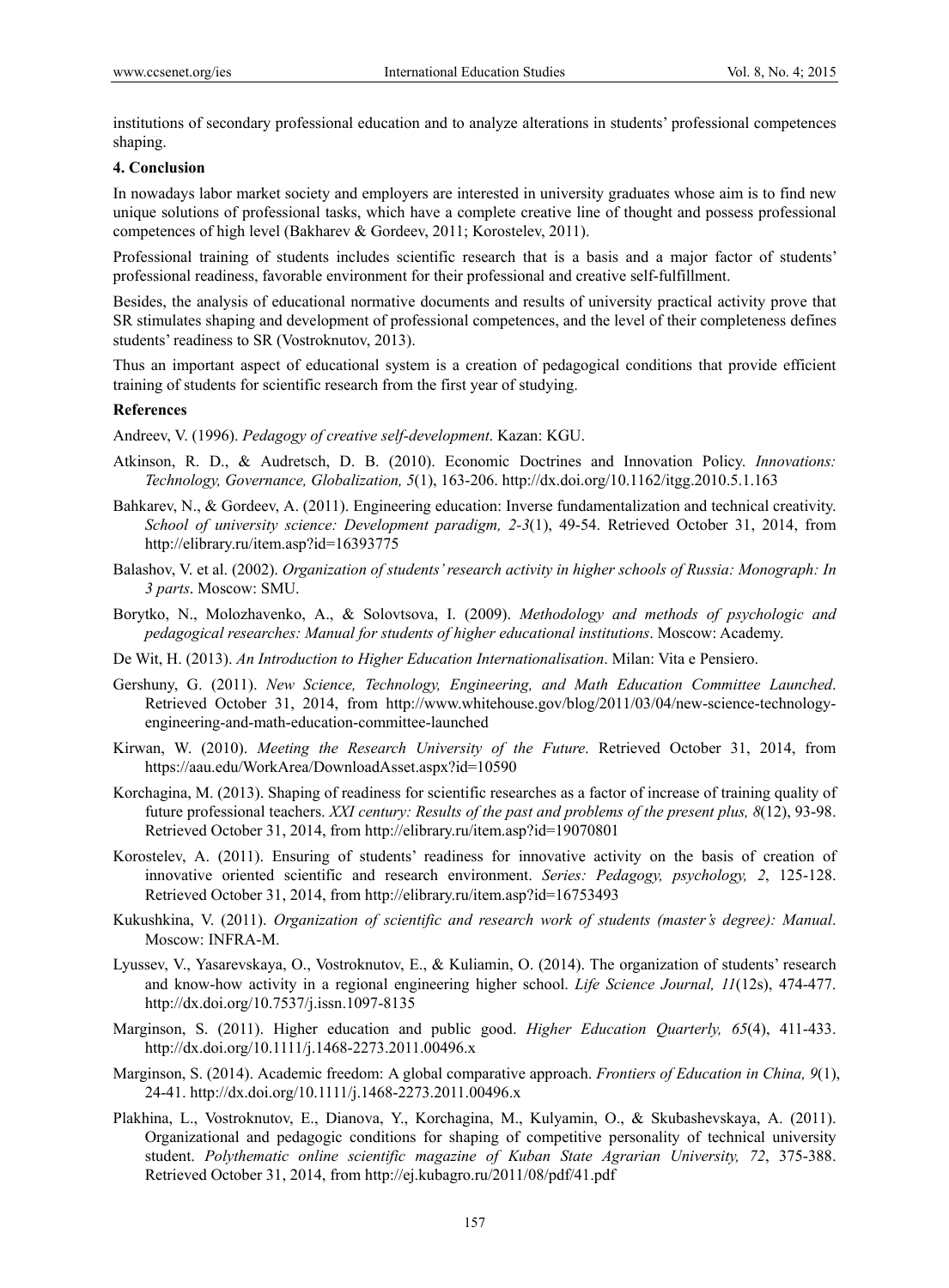institutions of secondary professional education and to analyze alterations in students' professional competences shaping.

## 4. Conclusion

In nowadays labor market society and employers are interested in university graduates whose aim is to find new unique solutions of professional tasks, which have a complete creative line of thought and possess professional competences of high level (Bakharev & Gordeev, 2011; Korostelev, 2011).

Professional training of students includes scientific research that is a basis and a major factor of students' professional readiness, favorable environment for their professional and creative self-fulfillment.

Besides, the analysis of educational normative documents and results of university practical activity prove that SR stimulates shaping and development of professional competences, and the level of their completeness defines students' readiness to SR (Vostroknutov, 2013).

Thus an important aspect of educational system is a creation of pedagogical conditions that provide efficient training of students for scientific research from the first year of studying.

## References

Andreev, V. (1996). *Pedagogy of creative self-development*. Kazan: KGU.

Atkinson, R. D., & Audretsch, D. B. (2010). Economic Doctrines and Innovation Policy. *Innovations: Technology, Governance, Globalization, 5*(1), 163-206. http://dx.doi.org/10.1162/itgg.2010.5.1.163

Bahkarev, N., & Gordeev, A. (2011). Engineering education: Inverse fundamentalization and technical creativity. *School of university science: Development paradigm, 2-3*(1), 49-54. Retrieved October 31, 2014, from http://elibrary.ru/item.asp?id=16393775

Balashov, V. et al. (2002). *Organization of students' research activity in higher schools of Russia: Monograph: In 3 parts*. Moscow: SMU.

Borytko, N., Molozhavenko, A., & Solovtsova, I. (2009). *Methodology and methods of psychologic and pedagogical researches: Manual for students of higher educational institutions*. Moscow: Academy.

De Wit, H. (2013). *An Introduction to Higher Education Internationalisation*. Milan: Vita e Pensiero.

Gershuny, G. (2011). *New Science, Technology, Engineering, and Math Education Committee Launched*. Retrieved October 31, 2014, from http://www.whitehouse.gov/blog/2011/03/04/new-science-technology-engineering-and-math-education-committee-launched

Kirwan, W. (2010). *Meeting the Research University of the Future*. Retrieved October 31, 2014, from https://aau.edu/WorkArea/DownloadAsset.aspx?id=10590

Korchagina, M. (2013). Shaping of readiness for scientific researches as a factor of increase of training quality of future professional teachers. *XXI century: Results of the past and problems of the present plus, 8*(12), 93-98. Retrieved October 31, 2014, from http://elibrary.ru/item.asp?id=19070801

Korostelev, A. (2011). Ensuring of students' readiness for innovative activity on the basis of creation of innovative oriented scientific and research environment. *Series: Pedagogy, psychology, 2*, 125-128. Retrieved October 31, 2014, from http://elibrary.ru/item.asp?id=16753493

Kukushkina, V. (2011). *Organization of scientific and research work of students (master's degree): Manual*. Moscow: INFRA-M.

Lyussev, V., Yasarevskaya, O., Vostroknutov, E., & Kuliamin, O. (2014). The organization of students' research and know-how activity in a regional engineering higher school. *Life Science Journal, 11*(12s), 474-477. http://dx.doi.org/10.7537/j.issn.1097-8135

Marginson, S. (2011). Higher education and public good. *Higher Education Quarterly, 65*(4), 411-433. http://dx.doi.org/10.1111/j.1468-2273.2011.00496.x

Marginson, S. (2014). Academic freedom: A global comparative approach. *Frontiers of Education in China, 9*(1), 24-41. http://dx.doi.org/10.1111/j.1468-2273.2011.00496.x

Plakhina, L., Vostroknutov, E., Dianova, Y., Korchagina, M., Kulyamin, O., & Skubashevskaya, A. (2011). Organizational and pedagogic conditions for shaping of competitive personality of technical university student. *Polythematic online scientific magazine of Kuban State Agrarian University, 72*, 375-388. Retrieved October 31, 2014, from http://ej.kubagro.ru/2011/08/pdf/41.pdf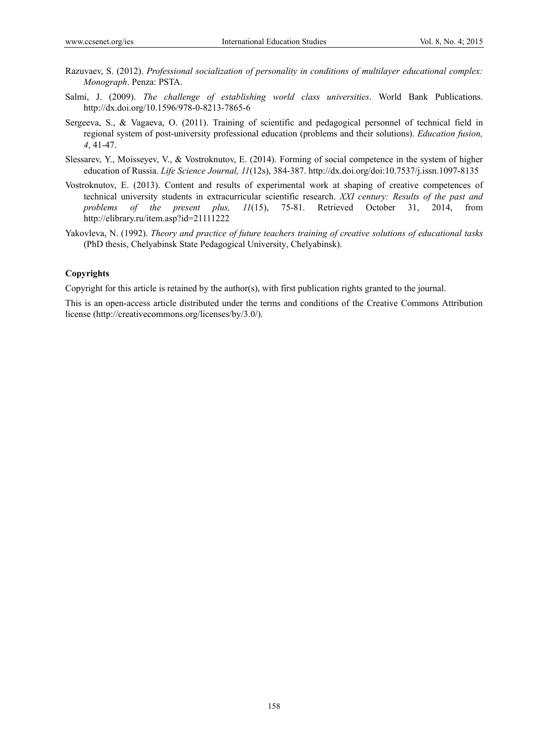Razuvaev, S. (2012). *Professional socialization of personality in conditions of multilayer educational complex: Monograph*. Penza: PSTA.

Salmi, J. (2009). *The challenge of establishing world class universities*. World Bank Publications. http://dx.doi.org/10.1596/978-0-8213-7865-6

Sergeeva, S., & Vagaeva, O. (2011). Training of scientific and pedagogical personnel of technical field in regional system of post-university professional education (problems and their solutions). *Education fusion, 4*, 41-47.

Slessarev, Y., Moisseyev, V., & Vostroknutov, E. (2014). Forming of social competence in the system of higher education of Russia. *Life Science Journal, 11*(12s), 384-387. http://dx.doi.org/doi:10.7537/j.issn.1097-8135

Vostroknutov, E. (2013). Content and results of experimental work at shaping of creative competences of technical university students in extracurricular scientific research. *XXI century: Results of the past and problems of the present plus, 11*(15), 75-81. Retrieved October 31, 2014, from http://elibrary.ru/item.asp?id=21111222

Yakovleva, N. (1992). *Theory and practice of future teachers training of creative solutions of educational tasks* (PhD thesis, Chelyabinsk State Pedagogical University, Chelyabinsk).

**Copyrights**

Copyright for this article is retained by the author(s), with first publication rights granted to the journal.

This is an open-access article distributed under the terms and conditions of the Creative Commons Attribution license (http://creativecommons.org/licenses/by/3.0/).